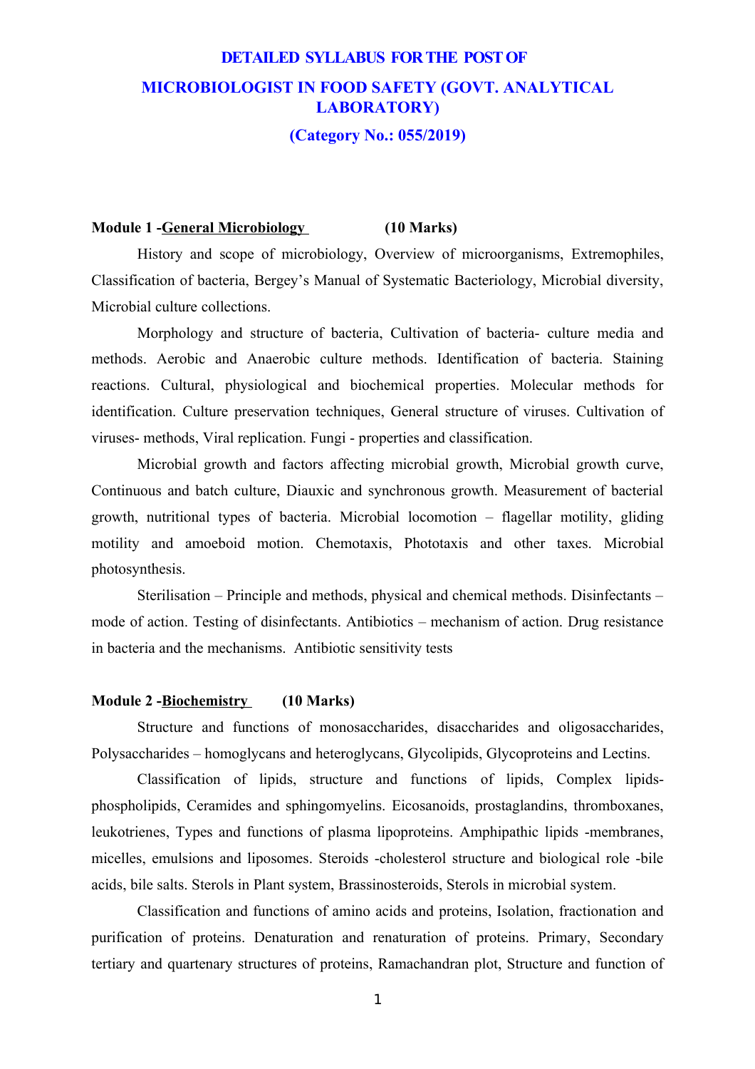# DETAILED SYLLABUS FOR THE POST OF

# MICROBIOLOGIST IN FOOD SAFETY (GOVT. ANALYTICAL LABORATORY)

## (Category No.: 055/2019)

**Module 1 -General Microbiology** **(10 Marks)**

History and scope of microbiology, Overview of microorganisms, Extremophiles, Classification of bacteria, Bergey's Manual of Systematic Bacteriology, Microbial diversity, Microbial culture collections.

Morphology and structure of bacteria, Cultivation of bacteria- culture media and methods. Aerobic and Anaerobic culture methods. Identification of bacteria. Staining reactions. Cultural, physiological and biochemical properties. Molecular methods for identification. Culture preservation techniques, General structure of viruses. Cultivation of viruses- methods, Viral replication. Fungi - properties and classification.

Microbial growth and factors affecting microbial growth, Microbial growth curve, Continuous and batch culture, Diauxic and synchronous growth. Measurement of bacterial growth, nutritional types of bacteria. Microbial locomotion – flagellar motility, gliding motility and amoeboid motion. Chemotaxis, Phototaxis and other taxes. Microbial photosynthesis.

Sterilisation – Principle and methods, physical and chemical methods. Disinfectants – mode of action. Testing of disinfectants. Antibiotics – mechanism of action. Drug resistance in bacteria and the mechanisms. Antibiotic sensitivity tests

**Module 2 -Biochemistry** **(10 Marks)**

Structure and functions of monosaccharides, disaccharides and oligosaccharides, Polysaccharides – homoglycans and heteroglycans, Glycolipids, Glycoproteins and Lectins.

Classification of lipids, structure and functions of lipids, Complex lipids-phospholipids, Ceramides and sphingomyelins. Eicosanoids, prostaglandins, thromboxanes, leukotrienes, Types and functions of plasma lipoproteins. Amphipathic lipids -membranes, micelles, emulsions and liposomes. Steroids -cholesterol structure and biological role -bile acids, bile salts. Sterols in Plant system, Brassinosteroids, Sterols in microbial system.

Classification and functions of amino acids and proteins, Isolation, fractionation and purification of proteins. Denaturation and renaturation of proteins. Primary, Secondary tertiary and quartenary structures of proteins, Ramachandran plot, Structure and function of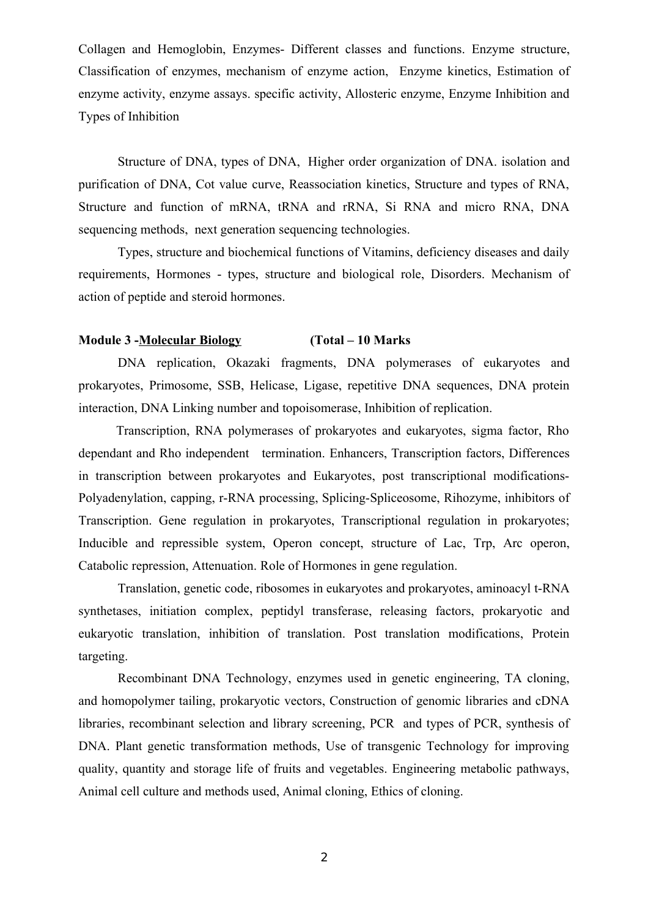Collagen and Hemoglobin, Enzymes- Different classes and functions. Enzyme structure, Classification of enzymes, mechanism of enzyme action, Enzyme kinetics, Estimation of enzyme activity, enzyme assays. specific activity, Allosteric enzyme, Enzyme Inhibition and Types of Inhibition

Structure of DNA, types of DNA, Higher order organization of DNA. isolation and purification of DNA, Cot value curve, Reassociation kinetics, Structure and types of RNA, Structure and function of mRNA, tRNA and rRNA, Si RNA and micro RNA, DNA sequencing methods, next generation sequencing technologies.

Types, structure and biochemical functions of Vitamins, deficiency diseases and daily requirements, Hormones - types, structure and biological role, Disorders. Mechanism of action of peptide and steroid hormones.

**Module 3 -<u>Molecular Biology</u> (Total – 10 Marks**

DNA replication, Okazaki fragments, DNA polymerases of eukaryotes and prokaryotes, Primosome, SSB, Helicase, Ligase, repetitive DNA sequences, DNA protein interaction, DNA Linking number and topoisomerase, Inhibition of replication.

Transcription, RNA polymerases of prokaryotes and eukaryotes, sigma factor, Rho dependant and Rho independent termination. Enhancers, Transcription factors, Differences in transcription between prokaryotes and Eukaryotes, post transcriptional modifications- Polyadenylation, capping, r-RNA processing, Splicing-Spliceosome, Rihozyme, inhibitors of Transcription. Gene regulation in prokaryotes, Transcriptional regulation in prokaryotes; Inducible and repressible system, Operon concept, structure of Lac, Trp, Arc operon, Catabolic repression, Attenuation. Role of Hormones in gene regulation.

Translation, genetic code, ribosomes in eukaryotes and prokaryotes, aminoacyl t-RNA synthetases, initiation complex, peptidyl transferase, releasing factors, prokaryotic and eukaryotic translation, inhibition of translation. Post translation modifications, Protein targeting.

Recombinant DNA Technology, enzymes used in genetic engineering, TA cloning, and homopolymer tailing, prokaryotic vectors, Construction of genomic libraries and cDNA libraries, recombinant selection and library screening, PCR and types of PCR, synthesis of DNA. Plant genetic transformation methods, Use of transgenic Technology for improving quality, quantity and storage life of fruits and vegetables. Engineering metabolic pathways, Animal cell culture and methods used, Animal cloning, Ethics of cloning.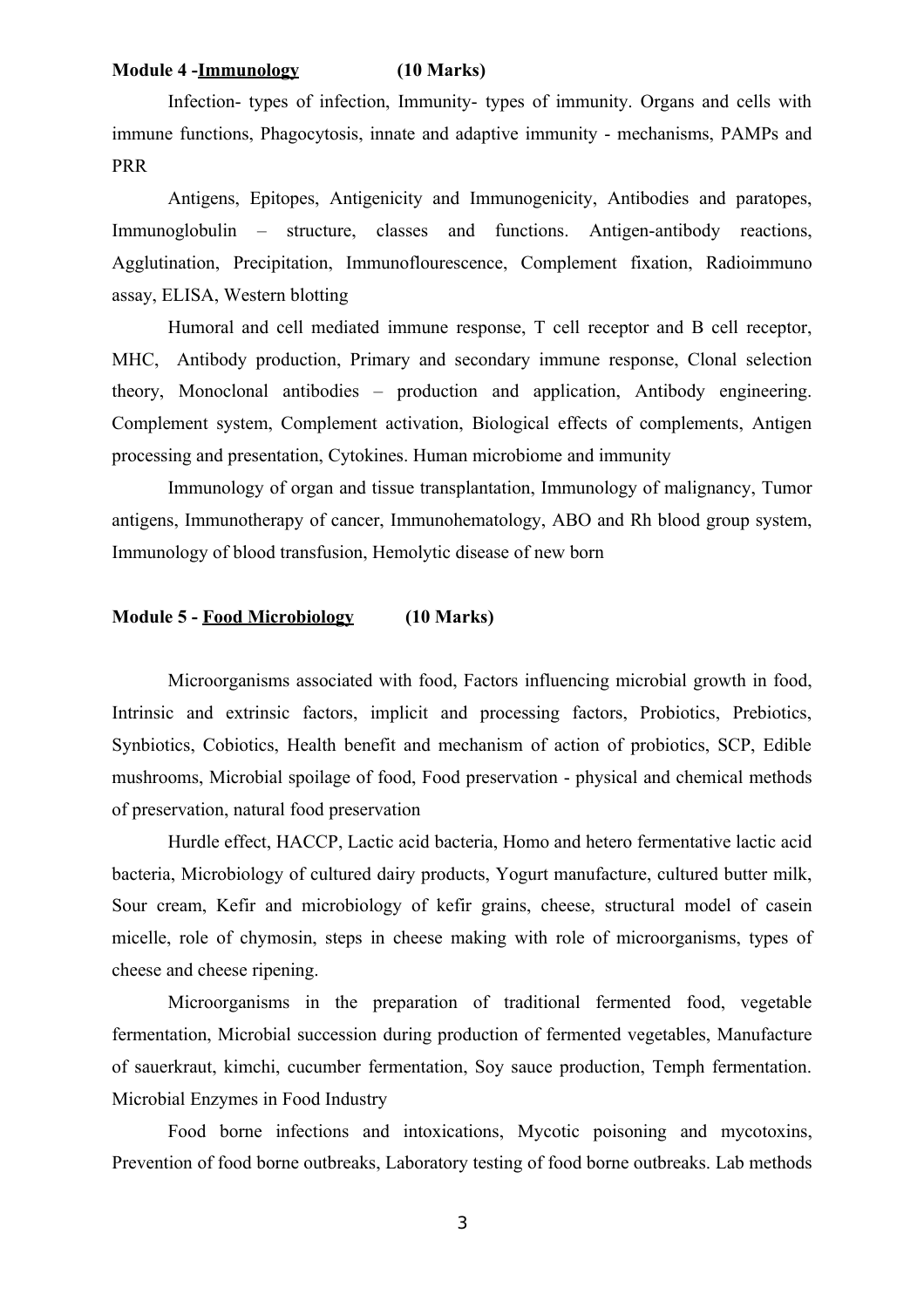**Module 4 -<u>Immunology</u> (10 Marks)**

Infection- types of infection, Immunity- types of immunity. Organs and cells with immune functions, Phagocytosis, innate and adaptive immunity - mechanisms, PAMPs and PRR

Antigens, Epitopes, Antigenicity and Immunogenicity, Antibodies and paratopes, Immunoglobulin – structure, classes and functions. Antigen-antibody reactions, Agglutination, Precipitation, Immunoflourescence, Complement fixation, Radioimmuno assay, ELISA, Western blotting

Humoral and cell mediated immune response, T cell receptor and B cell receptor, MHC, Antibody production, Primary and secondary immune response, Clonal selection theory, Monoclonal antibodies – production and application, Antibody engineering. Complement system, Complement activation, Biological effects of complements, Antigen processing and presentation, Cytokines. Human microbiome and immunity

Immunology of organ and tissue transplantation, Immunology of malignancy, Tumor antigens, Immunotherapy of cancer, Immunohematology, ABO and Rh blood group system, Immunology of blood transfusion, Hemolytic disease of new born

**Module 5 - <u>Food Microbiology</u> (10 Marks)**

Microorganisms associated with food, Factors influencing microbial growth in food, Intrinsic and extrinsic factors, implicit and processing factors, Probiotics, Prebiotics, Synbiotics, Cobiotics, Health benefit and mechanism of action of probiotics, SCP, Edible mushrooms, Microbial spoilage of food, Food preservation - physical and chemical methods of preservation, natural food preservation

Hurdle effect, HACCP, Lactic acid bacteria, Homo and hetero fermentative lactic acid bacteria, Microbiology of cultured dairy products, Yogurt manufacture, cultured butter milk, Sour cream, Kefir and microbiology of kefir grains, cheese, structural model of casein micelle, role of chymosin, steps in cheese making with role of microorganisms, types of cheese and cheese ripening.

Microorganisms in the preparation of traditional fermented food, vegetable fermentation, Microbial succession during production of fermented vegetables, Manufacture of sauerkraut, kimchi, cucumber fermentation, Soy sauce production, Temph fermentation. Microbial Enzymes in Food Industry

Food borne infections and intoxications, Mycotic poisoning and mycotoxins, Prevention of food borne outbreaks, Laboratory testing of food borne outbreaks. Lab methods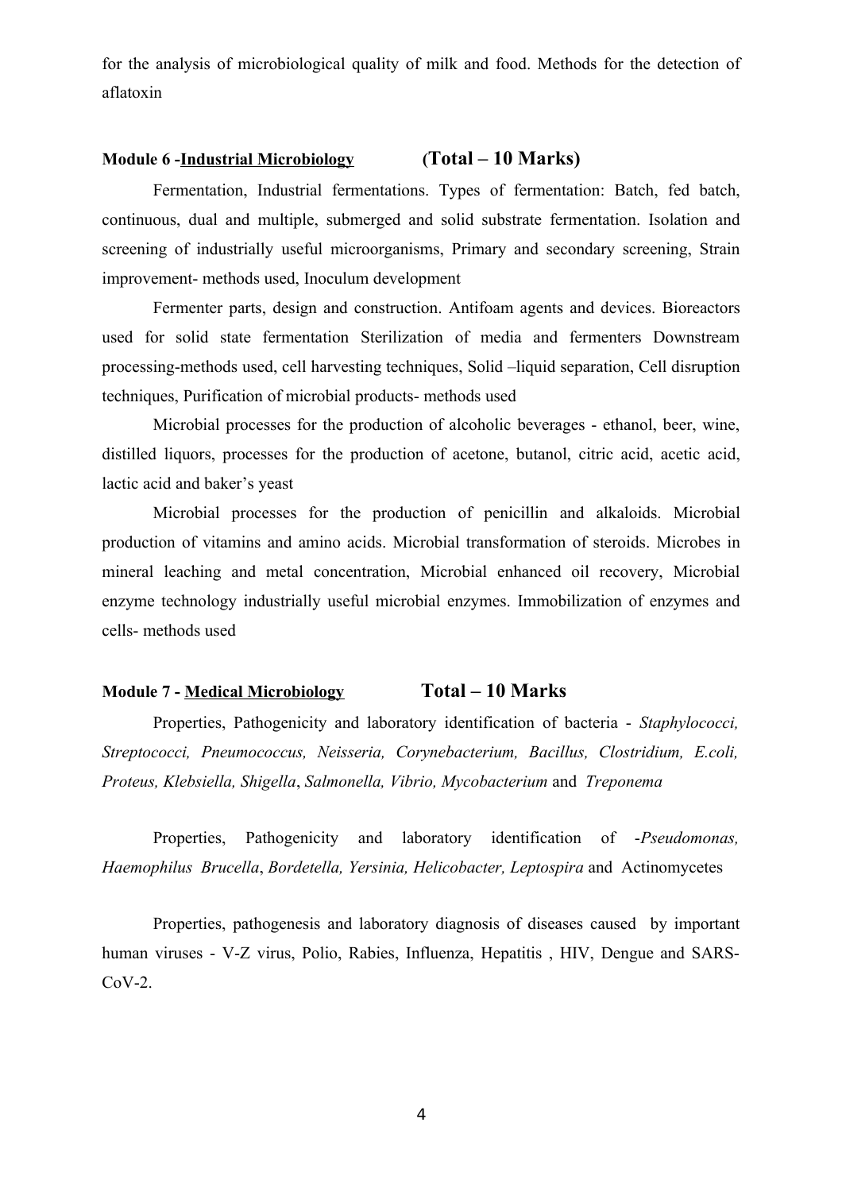for the analysis of microbiological quality of milk and food. Methods for the detection of aflatoxin

### Module 6 - <u>Industrial Microbiology</u> (Total – 10 Marks)

Fermentation, Industrial fermentations. Types of fermentation: Batch, fed batch, continuous, dual and multiple, submerged and solid substrate fermentation. Isolation and screening of industrially useful microorganisms, Primary and secondary screening, Strain improvement- methods used, Inoculum development

Fermenter parts, design and construction. Antifoam agents and devices. Bioreactors used for solid state fermentation Sterilization of media and fermenters Downstream processing-methods used, cell harvesting techniques, Solid –liquid separation, Cell disruption techniques, Purification of microbial products- methods used

Microbial processes for the production of alcoholic beverages - ethanol, beer, wine, distilled liquors, processes for the production of acetone, butanol, citric acid, acetic acid, lactic acid and baker's yeast

Microbial processes for the production of penicillin and alkaloids. Microbial production of vitamins and amino acids. Microbial transformation of steroids. Microbes in mineral leaching and metal concentration, Microbial enhanced oil recovery, Microbial enzyme technology industrially useful microbial enzymes. Immobilization of enzymes and cells- methods used

### Module 7 - <u>Medical Microbiology</u> Total – 10 Marks

Properties, Pathogenicity and laboratory identification of bacteria - *Staphylococci, Streptococci, Pneumococcus, Neisseria, Corynebacterium, Bacillus, Clostridium, E.coli, Proteus, Klebsiella, Shigella*, *Salmonella, Vibrio, Mycobacterium* and *Treponema*

Properties, Pathogenicity and laboratory identification of -*Pseudomonas, Haemophilus Brucella*, *Bordetella, Yersinia, Helicobacter, Leptospira* and Actinomycetes

Properties, pathogenesis and laboratory diagnosis of diseases caused by important human viruses - V-Z virus, Polio, Rabies, Influenza, Hepatitis , HIV, Dengue and SARS-CoV-2.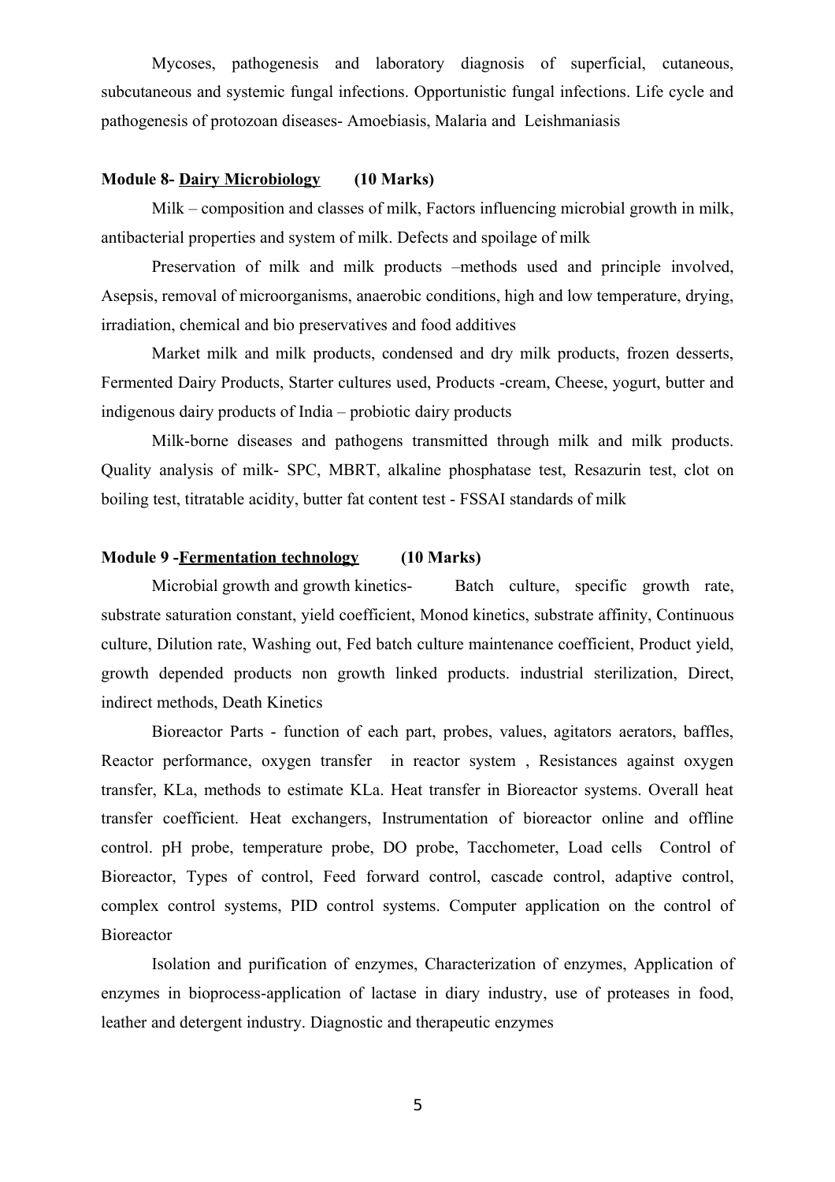Mycoses, pathogenesis and laboratory diagnosis of superficial, cutaneous, subcutaneous and systemic fungal infections. Opportunistic fungal infections. Life cycle and pathogenesis of protozoan diseases- Amoebiasis, Malaria and Leishmaniasis

**Module 8- <u>Dairy Microbiology</u> (10 Marks)**

Milk – composition and classes of milk, Factors influencing microbial growth in milk, antibacterial properties and system of milk. Defects and spoilage of milk

Preservation of milk and milk products –methods used and principle involved, Asepsis, removal of microorganisms, anaerobic conditions, high and low temperature, drying, irradiation, chemical and bio preservatives and food additives

Market milk and milk products, condensed and dry milk products, frozen desserts, Fermented Dairy Products, Starter cultures used, Products -cream, Cheese, yogurt, butter and indigenous dairy products of India – probiotic dairy products

Milk-borne diseases and pathogens transmitted through milk and milk products. Quality analysis of milk- SPC, MBRT, alkaline phosphatase test, Resazurin test, clot on boiling test, titratable acidity, butter fat content test - FSSAI standards of milk

**Module 9 -<u>Fermentation technology</u> (10 Marks)**

Microbial growth and growth kinetics- Batch culture, specific growth rate, substrate saturation constant, yield coefficient, Monod kinetics, substrate affinity, Continuous culture, Dilution rate, Washing out, Fed batch culture maintenance coefficient, Product yield, growth depended products non growth linked products. industrial sterilization, Direct, indirect methods, Death Kinetics

Bioreactor Parts - function of each part, probes, values, agitators aerators, baffles, Reactor performance, oxygen transfer in reactor system , Resistances against oxygen transfer, KLa, methods to estimate KLa. Heat transfer in Bioreactor systems. Overall heat transfer coefficient. Heat exchangers, Instrumentation of bioreactor online and offline control. pH probe, temperature probe, DO probe, Tacchometer, Load cells Control of Bioreactor, Types of control, Feed forward control, cascade control, adaptive control, complex control systems, PID control systems. Computer application on the control of Bioreactor

Isolation and purification of enzymes, Characterization of enzymes, Application of enzymes in bioprocess-application of lactase in diary industry, use of proteases in food, leather and detergent industry. Diagnostic and therapeutic enzymes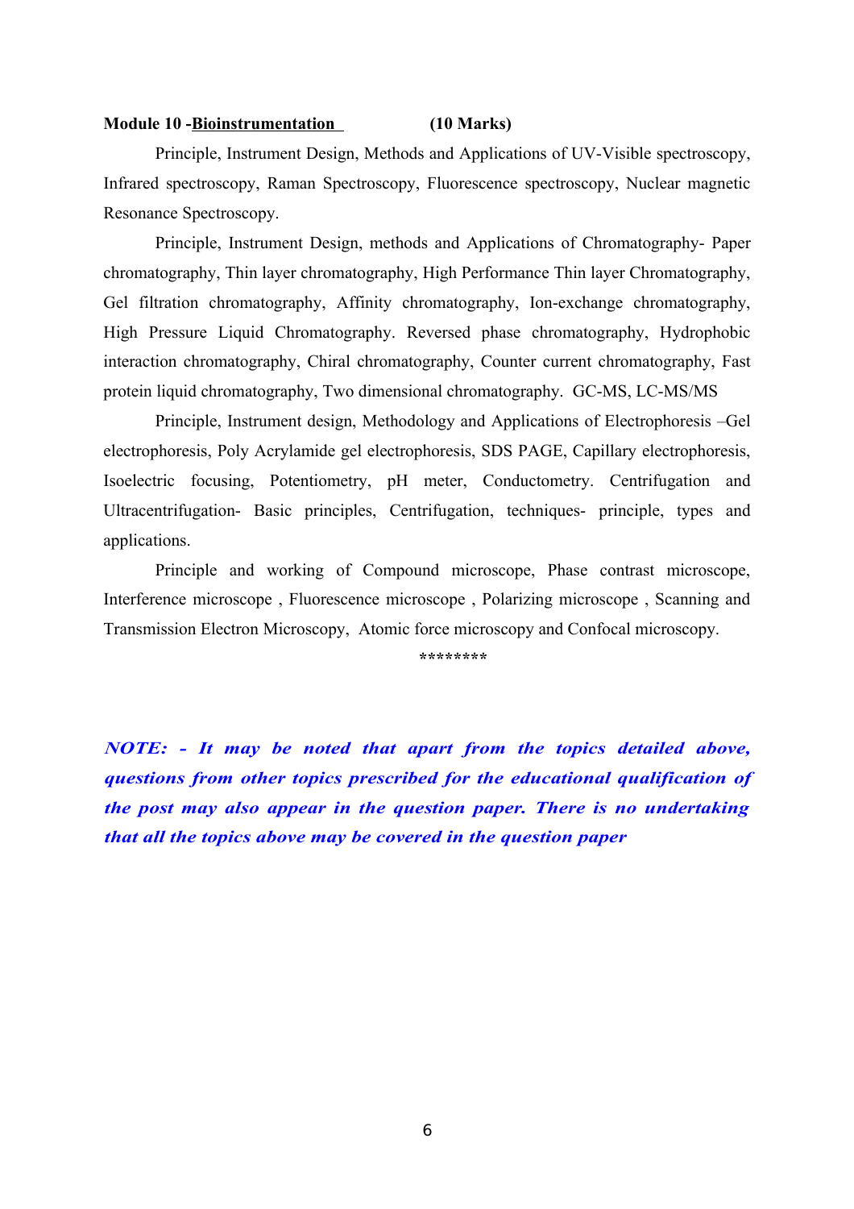**Module 10 -Bioinstrumentation** **(10 Marks)**

Principle, Instrument Design, Methods and Applications of UV-Visible spectroscopy, Infrared spectroscopy, Raman Spectroscopy, Fluorescence spectroscopy, Nuclear magnetic Resonance Spectroscopy.

Principle, Instrument Design, methods and Applications of Chromatography- Paper chromatography, Thin layer chromatography, High Performance Thin layer Chromatography, Gel filtration chromatography, Affinity chromatography, Ion-exchange chromatography, High Pressure Liquid Chromatography. Reversed phase chromatography, Hydrophobic interaction chromatography, Chiral chromatography, Counter current chromatography, Fast protein liquid chromatography, Two dimensional chromatography. GC-MS, LC-MS/MS

Principle, Instrument design, Methodology and Applications of Electrophoresis –Gel electrophoresis, Poly Acrylamide gel electrophoresis, SDS PAGE, Capillary electrophoresis, Isoelectric focusing, Potentiometry, pH meter, Conductometry. Centrifugation and Ultracentrifugation- Basic principles, Centrifugation, techniques- principle, types and applications.

Principle and working of Compound microscope, Phase contrast microscope, Interference microscope , Fluorescence microscope , Polarizing microscope , Scanning and Transmission Electron Microscopy, Atomic force microscopy and Confocal microscopy.

********

***NOTE: - It may be noted that apart from the topics detailed above, questions from other topics prescribed for the educational qualification of the post may also appear in the question paper. There is no undertaking that all the topics above may be covered in the question paper***